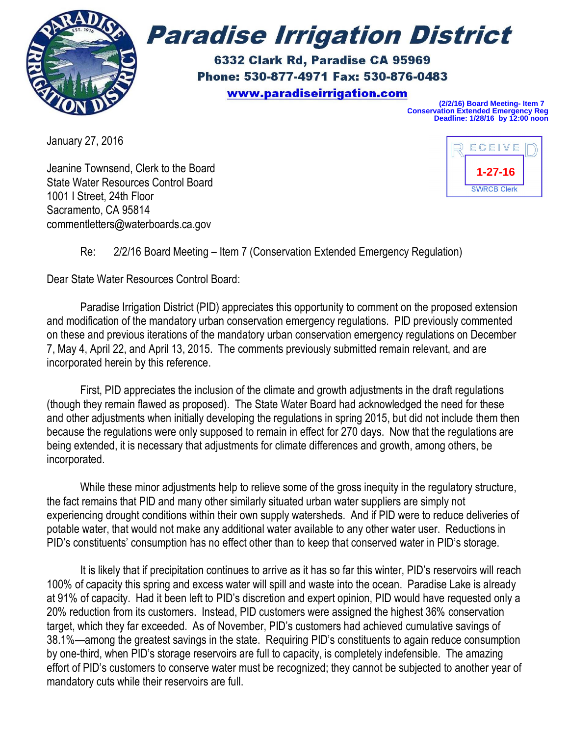# Paradise Irrigation District

**6332 Clark Rd, Paradise CA 95969**
**Phone: 530-877-4971 Fax: 530-876-0483**
**www.paradiseirrigation.com**

**(2/2/16) Board Meeting- Item 7**
**Conservation Extended Emergency Reg**
**Deadline: 1/28/16 by 12:00 noon**

RECEIVED
1-27-16
SWRCB Clerk

January 27, 2016

Jeanine Townsend, Clerk to the Board
State Water Resources Control Board
1001 I Street, 24th Floor
Sacramento, CA 95814
commentletters@waterboards.ca.gov

Re: 2/2/16 Board Meeting – Item 7 (Conservation Extended Emergency Regulation)

Dear State Water Resources Control Board:

Paradise Irrigation District (PID) appreciates this opportunity to comment on the proposed extension and modification of the mandatory urban conservation emergency regulations. PID previously commented on these and previous iterations of the mandatory urban conservation emergency regulations on December 7, May 4, April 22, and April 13, 2015. The comments previously submitted remain relevant, and are incorporated herein by this reference.

First, PID appreciates the inclusion of the climate and growth adjustments in the draft regulations (though they remain flawed as proposed). The State Water Board had acknowledged the need for these and other adjustments when initially developing the regulations in spring 2015, but did not include them then because the regulations were only supposed to remain in effect for 270 days. Now that the regulations are being extended, it is necessary that adjustments for climate differences and growth, among others, be incorporated.

While these minor adjustments help to relieve some of the gross inequity in the regulatory structure, the fact remains that PID and many other similarly situated urban water suppliers are simply not experiencing drought conditions within their own supply watersheds. And if PID were to reduce deliveries of potable water, that would not make any additional water available to any other water user. Reductions in PID's constituents' consumption has no effect other than to keep that conserved water in PID's storage.

It is likely that if precipitation continues to arrive as it has so far this winter, PID's reservoirs will reach 100% of capacity this spring and excess water will spill and waste into the ocean. Paradise Lake is already at 91% of capacity. Had it been left to PID's discretion and expert opinion, PID would have requested only a 20% reduction from its customers. Instead, PID customers were assigned the highest 36% conservation target, which they far exceeded. As of November, PID's customers had achieved cumulative savings of 38.1%—among the greatest savings in the state. Requiring PID's constituents to again reduce consumption by one-third, when PID's storage reservoirs are full to capacity, is completely indefensible. The amazing effort of PID's customers to conserve water must be recognized; they cannot be subjected to another year of mandatory cuts while their reservoirs are full.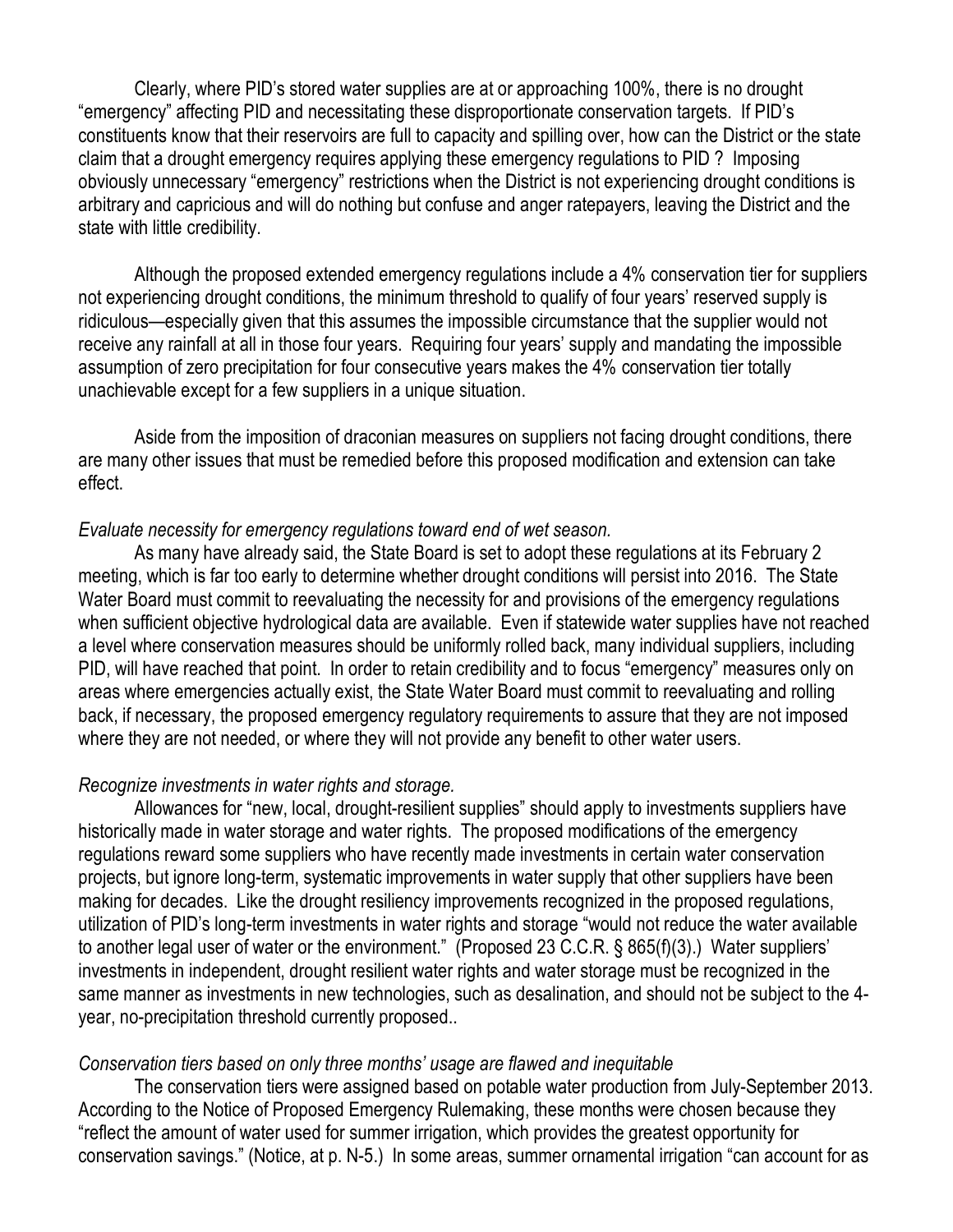Clearly, where PID's stored water supplies are at or approaching 100%, there is no drought "emergency" affecting PID and necessitating these disproportionate conservation targets. If PID's constituents know that their reservoirs are full to capacity and spilling over, how can the District or the state claim that a drought emergency requires applying these emergency regulations to PID ? Imposing obviously unnecessary "emergency" restrictions when the District is not experiencing drought conditions is arbitrary and capricious and will do nothing but confuse and anger ratepayers, leaving the District and the state with little credibility.

Although the proposed extended emergency regulations include a 4% conservation tier for suppliers not experiencing drought conditions, the minimum threshold to qualify of four years' reserved supply is ridiculous—especially given that this assumes the impossible circumstance that the supplier would not receive any rainfall at all in those four years. Requiring four years' supply and mandating the impossible assumption of zero precipitation for four consecutive years makes the 4% conservation tier totally unachievable except for a few suppliers in a unique situation.

Aside from the imposition of draconian measures on suppliers not facing drought conditions, there are many other issues that must be remedied before this proposed modification and extension can take effect.

*Evaluate necessity for emergency regulations toward end of wet season.*

As many have already said, the State Board is set to adopt these regulations at its February 2 meeting, which is far too early to determine whether drought conditions will persist into 2016. The State Water Board must commit to reevaluating the necessity for and provisions of the emergency regulations when sufficient objective hydrological data are available. Even if statewide water supplies have not reached a level where conservation measures should be uniformly rolled back, many individual suppliers, including PID, will have reached that point. In order to retain credibility and to focus "emergency" measures only on areas where emergencies actually exist, the State Water Board must commit to reevaluating and rolling back, if necessary, the proposed emergency regulatory requirements to assure that they are not imposed where they are not needed, or where they will not provide any benefit to other water users.

*Recognize investments in water rights and storage.*

Allowances for "new, local, drought-resilient supplies" should apply to investments suppliers have historically made in water storage and water rights. The proposed modifications of the emergency regulations reward some suppliers who have recently made investments in certain water conservation projects, but ignore long-term, systematic improvements in water supply that other suppliers have been making for decades. Like the drought resiliency improvements recognized in the proposed regulations, utilization of PID's long-term investments in water rights and storage "would not reduce the water available to another legal user of water or the environment." (Proposed 23 C.C.R. § 865(f)(3).) Water suppliers' investments in independent, drought resilient water rights and water storage must be recognized in the same manner as investments in new technologies, such as desalination, and should not be subject to the 4-year, no-precipitation threshold currently proposed..

*Conservation tiers based on only three months' usage are flawed and inequitable*

The conservation tiers were assigned based on potable water production from July-September 2013. According to the Notice of Proposed Emergency Rulemaking, these months were chosen because they "reflect the amount of water used for summer irrigation, which provides the greatest opportunity for conservation savings." (Notice, at p. N-5.) In some areas, summer ornamental irrigation "can account for as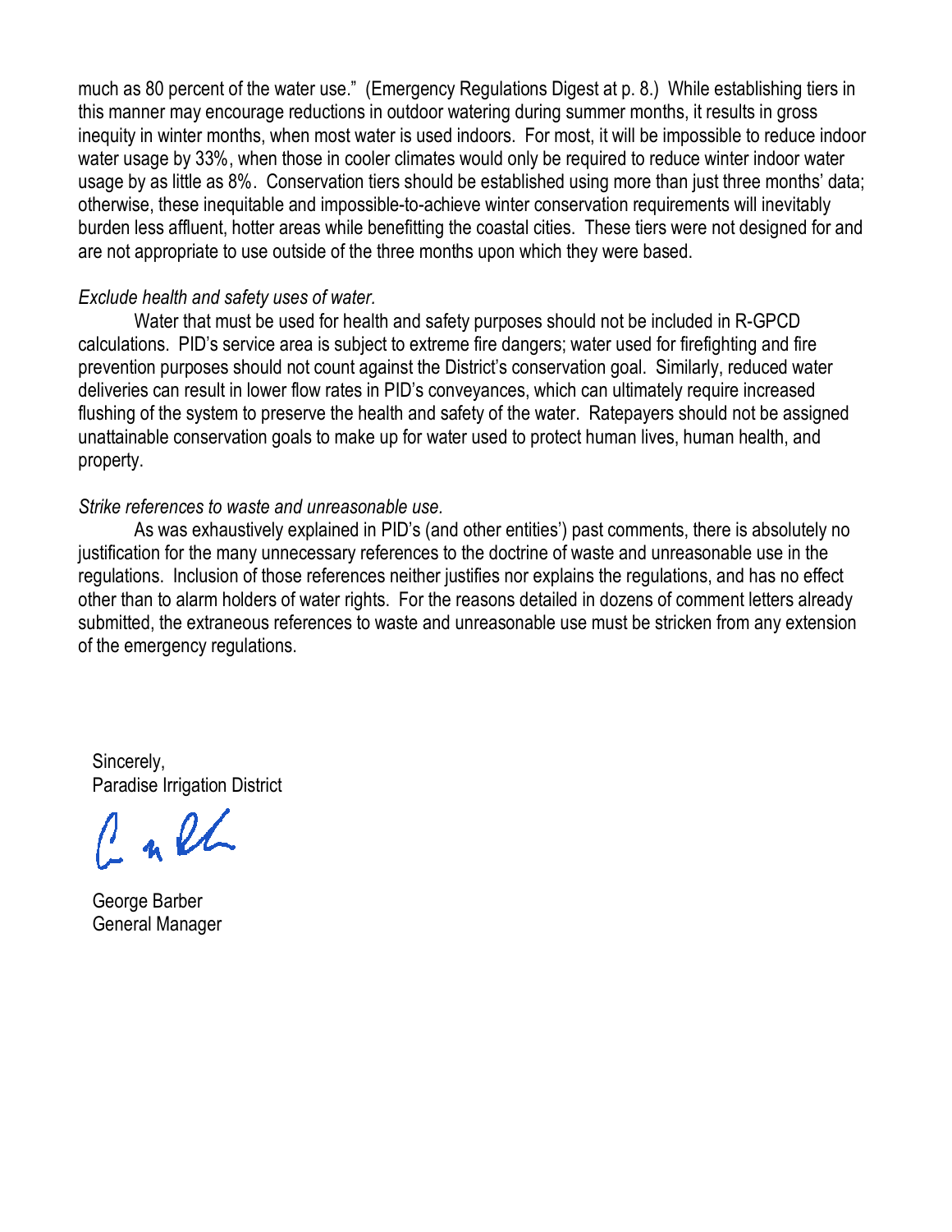much as 80 percent of the water use." (Emergency Regulations Digest at p. 8.) While establishing tiers in this manner may encourage reductions in outdoor watering during summer months, it results in gross inequity in winter months, when most water is used indoors. For most, it will be impossible to reduce indoor water usage by 33%, when those in cooler climates would only be required to reduce winter indoor water usage by as little as 8%. Conservation tiers should be established using more than just three months' data; otherwise, these inequitable and impossible-to-achieve winter conservation requirements will inevitably burden less affluent, hotter areas while benefitting the coastal cities. These tiers were not designed for and are not appropriate to use outside of the three months upon which they were based.

*Exclude health and safety uses of water.*

Water that must be used for health and safety purposes should not be included in R-GPCD calculations. PID's service area is subject to extreme fire dangers; water used for firefighting and fire prevention purposes should not count against the District's conservation goal. Similarly, reduced water deliveries can result in lower flow rates in PID's conveyances, which can ultimately require increased flushing of the system to preserve the health and safety of the water. Ratepayers should not be assigned unattainable conservation goals to make up for water used to protect human lives, human health, and property.

*Strike references to waste and unreasonable use.*

As was exhaustively explained in PID's (and other entities') past comments, there is absolutely no justification for the many unnecessary references to the doctrine of waste and unreasonable use in the regulations. Inclusion of those references neither justifies nor explains the regulations, and has no effect other than to alarm holders of water rights. For the reasons detailed in dozens of comment letters already submitted, the extraneous references to waste and unreasonable use must be stricken from any extension of the emergency regulations.

Sincerely,
Paradise Irrigation District

George Barber
General Manager